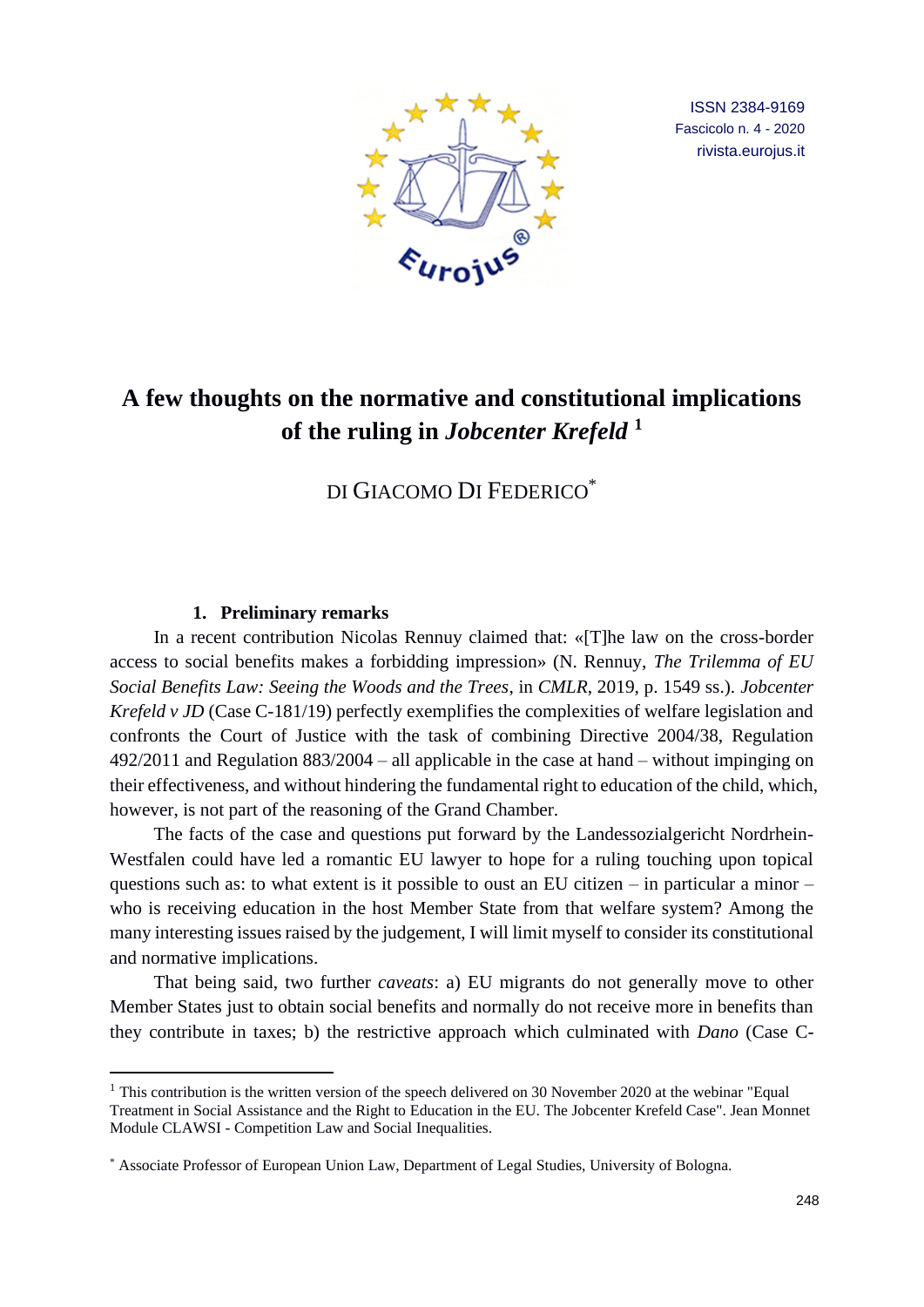# A few thoughts on the normative and constitutional implications of the ruling in *Jobcenter Krefeld* [1]

DI GIACOMO DI FEDERICO[*]

## 1. Preliminary remarks

In a recent contribution Nicolas Rennuy claimed that: «[T]he law on the cross-border access to social benefits makes a forbidding impression» (N. Rennuy, *The Trilemma of EU Social Benefits Law: Seeing the Woods and the Trees*, in *CMLR*, 2019, p. 1549 ss.). *Jobcenter Krefeld v JD* (Case C-181/19) perfectly exemplifies the complexities of welfare legislation and confronts the Court of Justice with the task of combining Directive 2004/38, Regulation 492/2011 and Regulation 883/2004 – all applicable in the case at hand – without impinging on their effectiveness, and without hindering the fundamental right to education of the child, which, however, is not part of the reasoning of the Grand Chamber.

The facts of the case and questions put forward by the Landessozialgericht Nordrhein-Westfalen could have led a romantic EU lawyer to hope for a ruling touching upon topical questions such as: to what extent is it possible to oust an EU citizen – in particular a minor – who is receiving education in the host Member State from that welfare system? Among the many interesting issues raised by the judgement, I will limit myself to consider its constitutional and normative implications.

That being said, two further *caveats*: a) EU migrants do not generally move to other Member States just to obtain social benefits and normally do not receive more in benefits than they contribute in taxes; b) the restrictive approach which culminated with *Dano* (Case C-

---

[1] This contribution is the written version of the speech delivered on 30 November 2020 at the webinar "Equal Treatment in Social Assistance and the Right to Education in the EU. The Jobcenter Krefeld Case". Jean Monnet Module CLAWSI - Competition Law and Social Inequalities.

[*] Associate Professor of European Union Law, Department of Legal Studies, University of Bologna.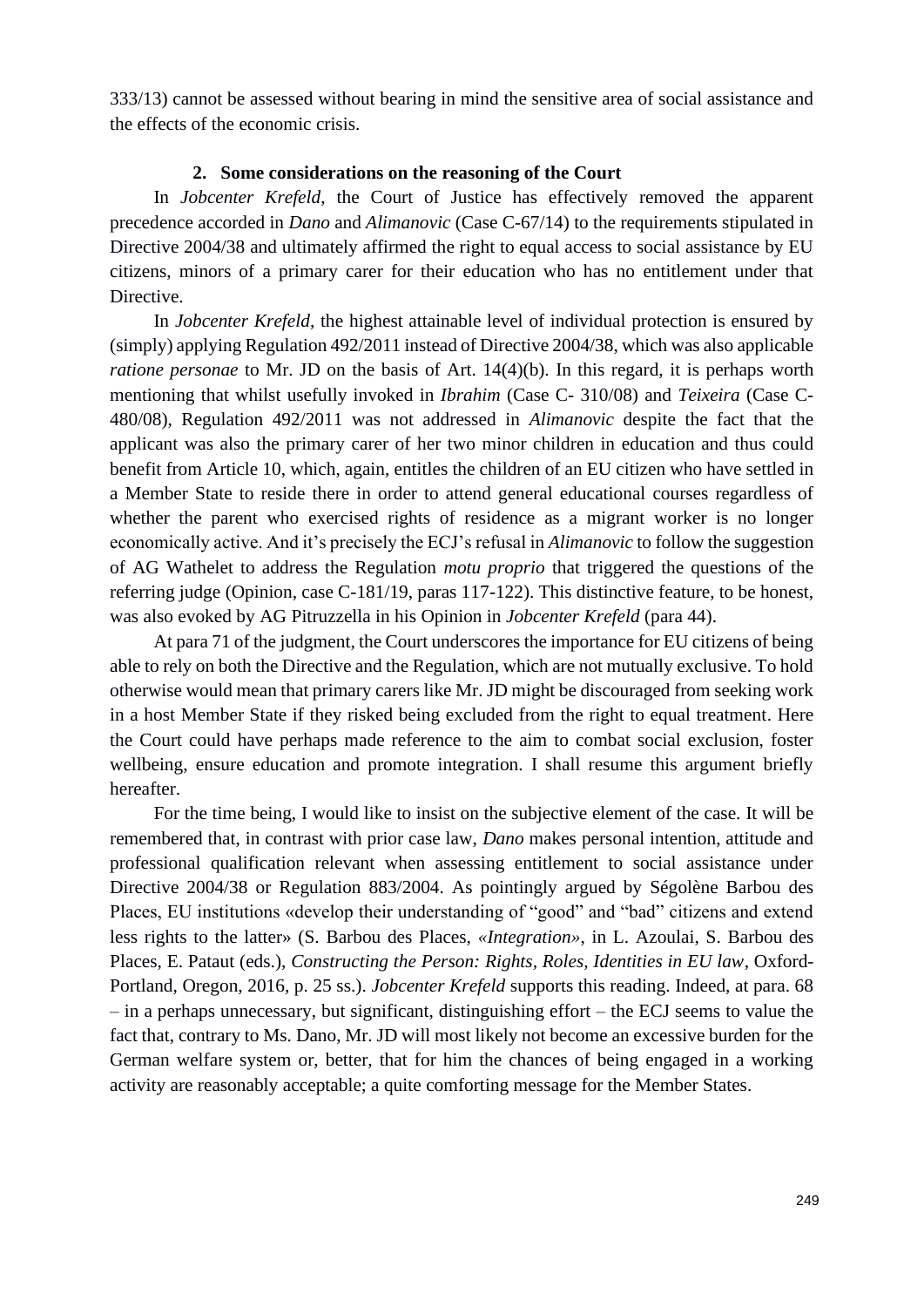333/13) cannot be assessed without bearing in mind the sensitive area of social assistance and the effects of the economic crisis.

## 2. Some considerations on the reasoning of the Court

In *Jobcenter Krefeld*, the Court of Justice has effectively removed the apparent precedence accorded in *Dano* and *Alimanovic* (Case C-67/14) to the requirements stipulated in Directive 2004/38 and ultimately affirmed the right to equal access to social assistance by EU citizens, minors of a primary carer for their education who has no entitlement under that Directive.

In *Jobcenter Krefeld*, the highest attainable level of individual protection is ensured by (simply) applying Regulation 492/2011 instead of Directive 2004/38, which was also applicable *ratione personae* to Mr. JD on the basis of Art. 14(4)(b). In this regard, it is perhaps worth mentioning that whilst usefully invoked in *Ibrahim* (Case C- 310/08) and *Teixeira* (Case C-480/08), Regulation 492/2011 was not addressed in *Alimanovic* despite the fact that the applicant was also the primary carer of her two minor children in education and thus could benefit from Article 10, which, again, entitles the children of an EU citizen who have settled in a Member State to reside there in order to attend general educational courses regardless of whether the parent who exercised rights of residence as a migrant worker is no longer economically active. And it's precisely the ECJ's refusal in *Alimanovic* to follow the suggestion of AG Wathelet to address the Regulation *motu proprio* that triggered the questions of the referring judge (Opinion, case C-181/19, paras 117-122). This distinctive feature, to be honest, was also evoked by AG Pitruzzella in his Opinion in *Jobcenter Krefeld* (para 44).

At para 71 of the judgment, the Court underscores the importance for EU citizens of being able to rely on both the Directive and the Regulation, which are not mutually exclusive. To hold otherwise would mean that primary carers like Mr. JD might be discouraged from seeking work in a host Member State if they risked being excluded from the right to equal treatment. Here the Court could have perhaps made reference to the aim to combat social exclusion, foster wellbeing, ensure education and promote integration. I shall resume this argument briefly hereafter.

For the time being, I would like to insist on the subjective element of the case. It will be remembered that, in contrast with prior case law, *Dano* makes personal intention, attitude and professional qualification relevant when assessing entitlement to social assistance under Directive 2004/38 or Regulation 883/2004. As pointingly argued by Ségolène Barbou des Places, EU institutions «develop their understanding of "good" and "bad" citizens and extend less rights to the latter» (S. Barbou des Places, *«Integration»*, in L. Azoulai, S. Barbou des Places, E. Pataut (eds.), *Constructing the Person: Rights, Roles, Identities in EU law*, Oxford-Portland, Oregon, 2016, p. 25 ss.). *Jobcenter Krefeld* supports this reading. Indeed, at para. 68 – in a perhaps unnecessary, but significant, distinguishing effort – the ECJ seems to value the fact that, contrary to Ms. Dano, Mr. JD will most likely not become an excessive burden for the German welfare system or, better, that for him the chances of being engaged in a working activity are reasonably acceptable; a quite comforting message for the Member States.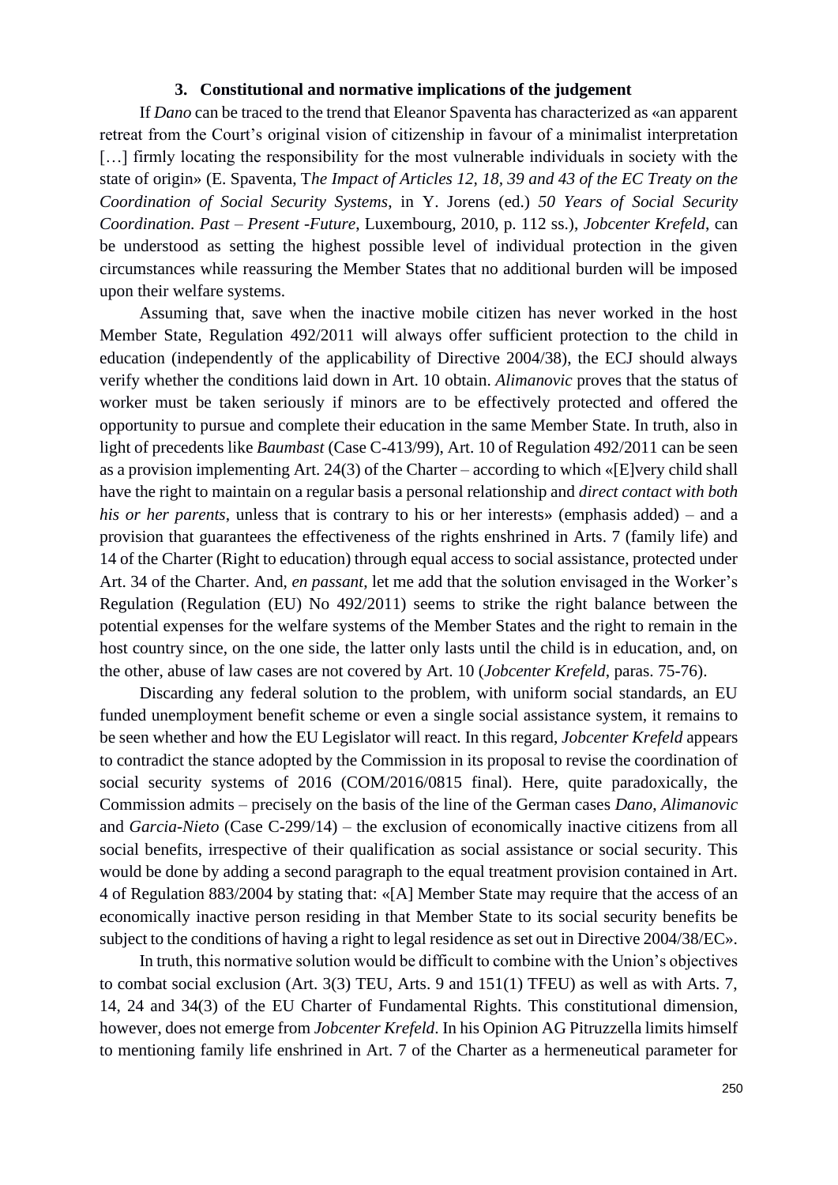### 3. Constitutional and normative implications of the judgement

If *Dano* can be traced to the trend that Eleanor Spaventa has characterized as «an apparent retreat from the Court's original vision of citizenship in favour of a minimalist interpretation […] firmly locating the responsibility for the most vulnerable individuals in society with the state of origin» (E. Spaventa, T*he Impact of Articles 12, 18, 39 and 43 of the EC Treaty on the Coordination of Social Security Systems*, in Y. Jorens (ed.) *50 Years of Social Security Coordination. Past – Present -Future*, Luxembourg, 2010, p. 112 ss.), *Jobcenter Krefeld*, can be understood as setting the highest possible level of individual protection in the given circumstances while reassuring the Member States that no additional burden will be imposed upon their welfare systems.

Assuming that, save when the inactive mobile citizen has never worked in the host Member State, Regulation 492/2011 will always offer sufficient protection to the child in education (independently of the applicability of Directive 2004/38), the ECJ should always verify whether the conditions laid down in Art. 10 obtain. *Alimanovic* proves that the status of worker must be taken seriously if minors are to be effectively protected and offered the opportunity to pursue and complete their education in the same Member State. In truth, also in light of precedents like *Baumbast* (Case C-413/99), Art. 10 of Regulation 492/2011 can be seen as a provision implementing Art. 24(3) of the Charter – according to which «[E]very child shall have the right to maintain on a regular basis a personal relationship and *direct contact with both his or her parents*, unless that is contrary to his or her interests» (emphasis added) – and a provision that guarantees the effectiveness of the rights enshrined in Arts. 7 (family life) and 14 of the Charter (Right to education) through equal access to social assistance, protected under Art. 34 of the Charter. And, *en passant*, let me add that the solution envisaged in the Worker's Regulation (Regulation (EU) No 492/2011) seems to strike the right balance between the potential expenses for the welfare systems of the Member States and the right to remain in the host country since, on the one side, the latter only lasts until the child is in education, and, on the other, abuse of law cases are not covered by Art. 10 (*Jobcenter Krefeld*, paras. 75-76).

Discarding any federal solution to the problem, with uniform social standards, an EU funded unemployment benefit scheme or even a single social assistance system, it remains to be seen whether and how the EU Legislator will react. In this regard, *Jobcenter Krefeld* appears to contradict the stance adopted by the Commission in its proposal to revise the coordination of social security systems of 2016 (COM/2016/0815 final). Here, quite paradoxically, the Commission admits – precisely on the basis of the line of the German cases *Dano*, *Alimanovic* and *Garcia-Nieto* (Case C-299/14) – the exclusion of economically inactive citizens from all social benefits, irrespective of their qualification as social assistance or social security. This would be done by adding a second paragraph to the equal treatment provision contained in Art. 4 of Regulation 883/2004 by stating that: «[A] Member State may require that the access of an economically inactive person residing in that Member State to its social security benefits be subject to the conditions of having a right to legal residence as set out in Directive 2004/38/EC».

In truth, this normative solution would be difficult to combine with the Union's objectives to combat social exclusion (Art. 3(3) TEU, Arts. 9 and 151(1) TFEU) as well as with Arts. 7, 14, 24 and 34(3) of the EU Charter of Fundamental Rights. This constitutional dimension, however, does not emerge from *Jobcenter Krefeld*. In his Opinion AG Pitruzzella limits himself to mentioning family life enshrined in Art. 7 of the Charter as a hermeneutical parameter for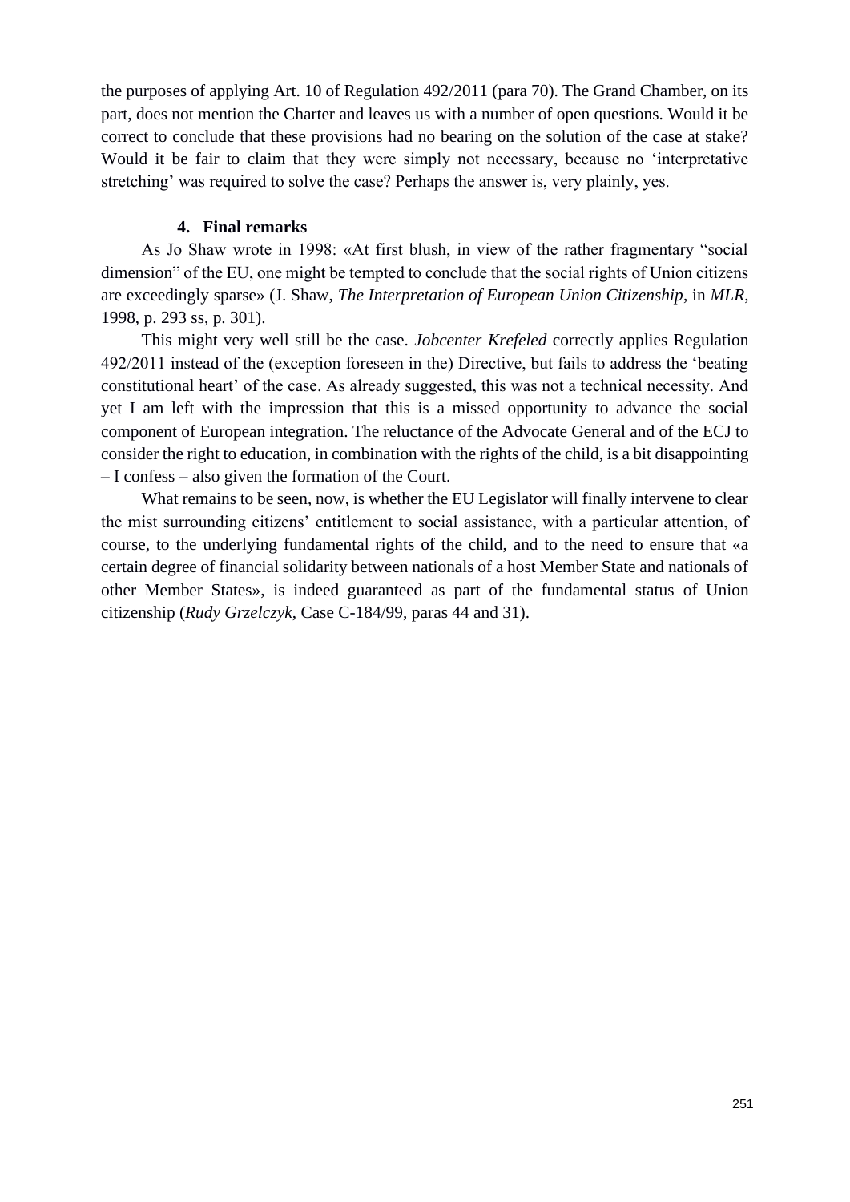the purposes of applying Art. 10 of Regulation 492/2011 (para 70). The Grand Chamber, on its part, does not mention the Charter and leaves us with a number of open questions. Would it be correct to conclude that these provisions had no bearing on the solution of the case at stake? Would it be fair to claim that they were simply not necessary, because no 'interpretative stretching' was required to solve the case? Perhaps the answer is, very plainly, yes.

## 4. Final remarks

As Jo Shaw wrote in 1998: «At first blush, in view of the rather fragmentary "social dimension" of the EU, one might be tempted to conclude that the social rights of Union citizens are exceedingly sparse» (J. Shaw, *The Interpretation of European Union Citizenship*, in *MLR*, 1998, p. 293 ss, p. 301).

This might very well still be the case. *Jobcenter Krefeled* correctly applies Regulation 492/2011 instead of the (exception foreseen in the) Directive, but fails to address the 'beating constitutional heart' of the case. As already suggested, this was not a technical necessity. And yet I am left with the impression that this is a missed opportunity to advance the social component of European integration. The reluctance of the Advocate General and of the ECJ to consider the right to education, in combination with the rights of the child, is a bit disappointing – I confess – also given the formation of the Court.

What remains to be seen, now, is whether the EU Legislator will finally intervene to clear the mist surrounding citizens' entitlement to social assistance, with a particular attention, of course, to the underlying fundamental rights of the child, and to the need to ensure that «a certain degree of financial solidarity between nationals of a host Member State and nationals of other Member States», is indeed guaranteed as part of the fundamental status of Union citizenship (*Rudy Grzelczyk*, Case C-184/99, paras 44 and 31).